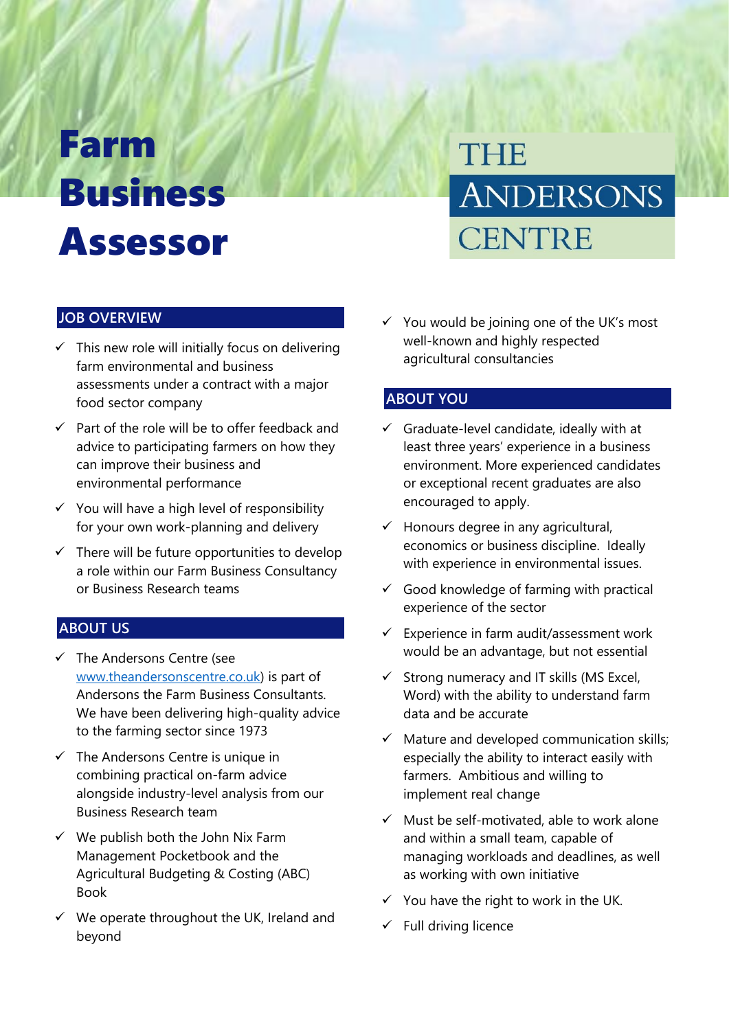# Farm Business Assessor

THE ANDERSONS CENTRE

## JOB OVERVIEW

- ✓ This new role will initially focus on delivering farm environmental and business assessments under a contract with a major food sector company
- ✓ Part of the role will be to offer feedback and advice to participating farmers on how they can improve their business and environmental performance
- ✓ You will have a high level of responsibility for your own work-planning and delivery
- ✓ There will be future opportunities to develop a role within our Farm Business Consultancy or Business Research teams

## ABOUT US

- ✓ The Andersons Centre (see www.theandersonscentre.co.uk) is part of Andersons the Farm Business Consultants. We have been delivering high-quality advice to the farming sector since 1973
- ✓ The Andersons Centre is unique in combining practical on-farm advice alongside industry-level analysis from our Business Research team
- ✓ We publish both the John Nix Farm Management Pocketbook and the Agricultural Budgeting & Costing (ABC) Book
- ✓ We operate throughout the UK, Ireland and beyond
- ✓ You would be joining one of the UK's most well-known and highly respected agricultural consultancies

## ABOUT YOU

- ✓ Graduate-level candidate, ideally with at least three years' experience in a business environment. More experienced candidates or exceptional recent graduates are also encouraged to apply.
- ✓ Honours degree in any agricultural, economics or business discipline. Ideally with experience in environmental issues.
- ✓ Good knowledge of farming with practical experience of the sector
- ✓ Experience in farm audit/assessment work would be an advantage, but not essential
- ✓ Strong numeracy and IT skills (MS Excel, Word) with the ability to understand farm data and be accurate
- ✓ Mature and developed communication skills; especially the ability to interact easily with farmers. Ambitious and willing to implement real change
- ✓ Must be self-motivated, able to work alone and within a small team, capable of managing workloads and deadlines, as well as working with own initiative
- ✓ You have the right to work in the UK.
- ✓ Full driving licence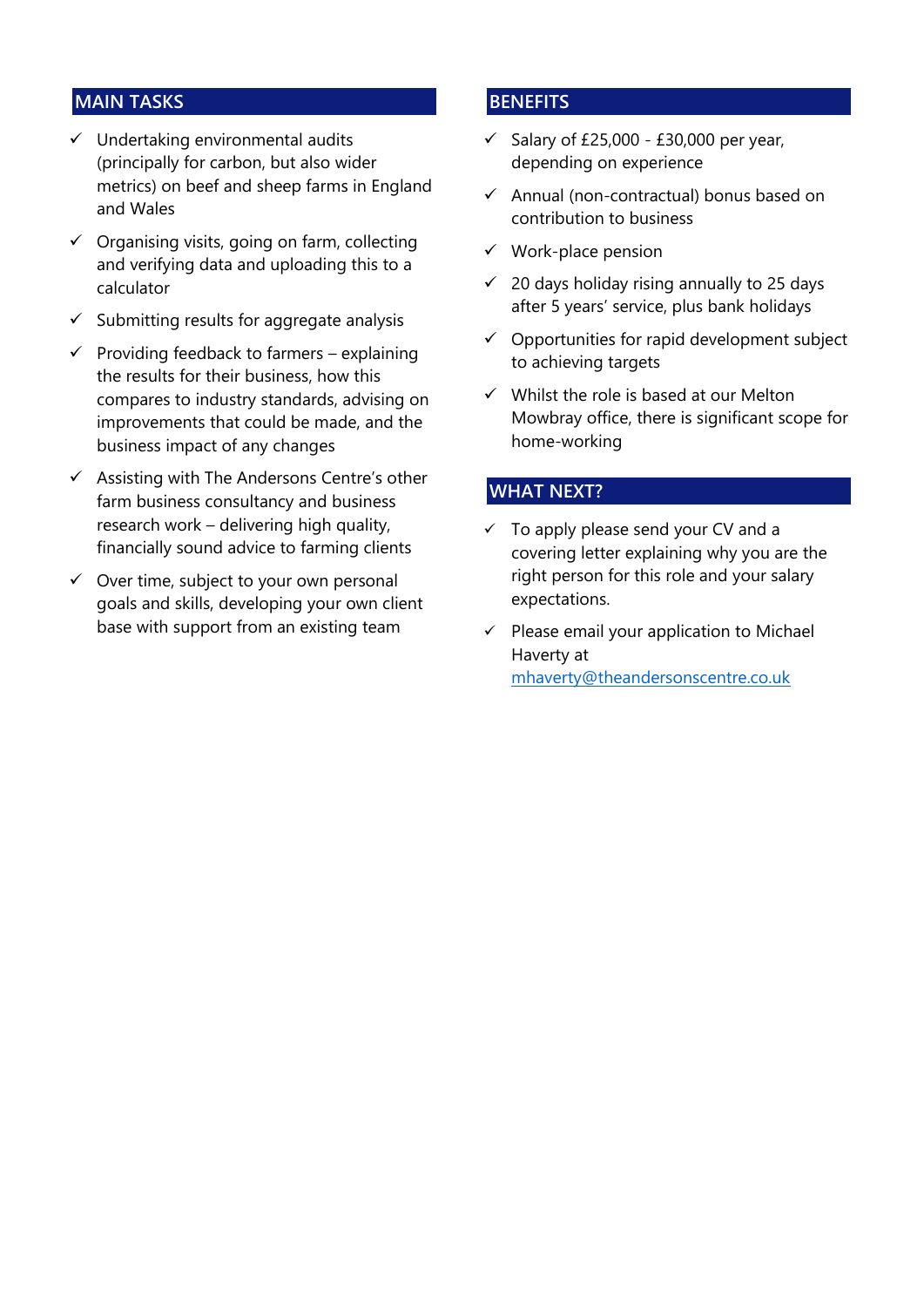## MAIN TASKS

- Undertaking environmental audits (principally for carbon, but also wider metrics) on beef and sheep farms in England and Wales
- Organising visits, going on farm, collecting and verifying data and uploading this to a calculator
- Submitting results for aggregate analysis
- Providing feedback to farmers – explaining the results for their business, how this compares to industry standards, advising on improvements that could be made, and the business impact of any changes
- Assisting with The Andersons Centre's other farm business consultancy and business research work – delivering high quality, financially sound advice to farming clients
- Over time, subject to your own personal goals and skills, developing your own client base with support from an existing team

## BENEFITS

- Salary of £25,000 - £30,000 per year, depending on experience
- Annual (non-contractual) bonus based on contribution to business
- Work-place pension
- 20 days holiday rising annually to 25 days after 5 years' service, plus bank holidays
- Opportunities for rapid development subject to achieving targets
- Whilst the role is based at our Melton Mowbray office, there is significant scope for home-working

## WHAT NEXT?

- To apply please send your CV and a covering letter explaining why you are the right person for this role and your salary expectations.
- Please email your application to Michael Haverty at [mhaverty@theandersonscentre.co.uk](mailto:mhaverty@theandersonscentre.co.uk)